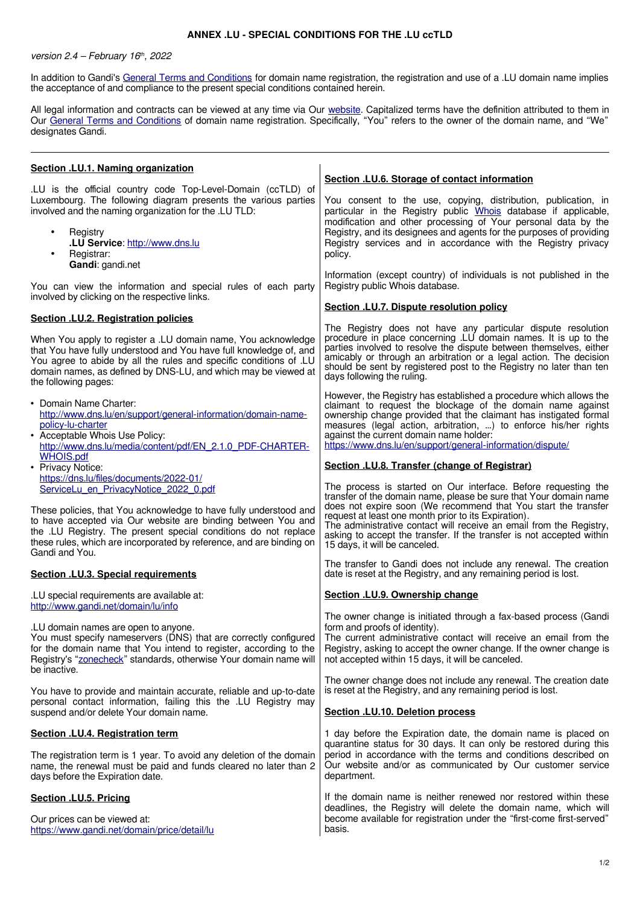# ANNEX .LU - SPECIAL CONDITIONS FOR THE .LU ccTLD

*version 2.4 – February 16th, 2022*

In addition to Gandi's General Terms and Conditions for domain name registration, the registration and use of a .LU domain name implies the acceptance of and compliance to the present special conditions contained herein.

All legal information and contracts can be viewed at any time via Our website. Capitalized terms have the definition attributed to them in Our General Terms and Conditions of domain name registration. Specifically, "You" refers to the owner of the domain name, and "We" designates Gandi.

---

## Section .LU.1. Naming organization

.LU is the official country code Top-Level-Domain (ccTLD) of Luxembourg. The following diagram presents the various parties involved and the naming organization for the .LU TLD:

- Registry
  **.LU Service**: http://www.dns.lu
- Registrar:
  **Gandi**: gandi.net

You can view the information and special rules of each party involved by clicking on the respective links.

## Section .LU.2. Registration policies

When You apply to register a .LU domain name, You acknowledge that You have fully understood and You have full knowledge of, and You agree to abide by all the rules and specific conditions of .LU domain names, as defined by DNS-LU, and which may be viewed at the following pages:

- Domain Name Charter: http://www.dns.lu/en/support/general-information/domain-name-policy-lu-charter
- Acceptable Whois Use Policy: http://www.dns.lu/media/content/pdf/EN_2.1.0_PDF-CHARTER-WHOIS.pdf
- Privacy Notice: https://dns.lu/files/documents/2022-01/ServiceLu_en_PrivacyNotice_2022_0.pdf

These policies, that You acknowledge to have fully understood and to have accepted via Our website are binding between You and the .LU Registry. The present special conditions do not replace these rules, which are incorporated by reference, and are binding on Gandi and You.

## Section .LU.3. Special requirements

.LU special requirements are available at: http://www.gandi.net/domain/lu/info

.LU domain names are open to anyone.
You must specify nameservers (DNS) that are correctly configured for the domain name that You intend to register, according to the Registry's "zonecheck" standards, otherwise Your domain name will be inactive.

You have to provide and maintain accurate, reliable and up-to-date personal contact information, failing this the .LU Registry may suspend and/or delete Your domain name.

## Section .LU.4. Registration term

The registration term is 1 year. To avoid any deletion of the domain name, the renewal must be paid and funds cleared no later than 2 days before the Expiration date.

## Section .LU.5. Pricing

Our prices can be viewed at: https://www.gandi.net/domain/price/detail/lu

## Section .LU.6. Storage of contact information

You consent to the use, copying, distribution, publication, in particular in the Registry public Whois database if applicable, modification and other processing of Your personal data by the Registry, and its designees and agents for the purposes of providing Registry services and in accordance with the Registry privacy policy.

Information (except country) of individuals is not published in the Registry public Whois database.

## Section .LU.7. Dispute resolution policy

The Registry does not have any particular dispute resolution procedure in place concerning .LU domain names. It is up to the parties involved to resolve the dispute between themselves, either amicably or through an arbitration or a legal action. The decision should be sent by registered post to the Registry no later than ten days following the ruling.

However, the Registry has established a procedure which allows the claimant to request the blockage of the domain name against ownership change provided that the claimant has instigated formal measures (legal action, arbitration, ...) to enforce his/her rights against the current domain name holder: https://www.dns.lu/en/support/general-information/dispute/

## Section .LU.8. Transfer (change of Registrar)

The process is started on Our interface. Before requesting the transfer of the domain name, please be sure that Your domain name does not expire soon (We recommend that You start the transfer request at least one month prior to its Expiration).
The administrative contact will receive an email from the Registry, asking to accept the transfer. If the transfer is not accepted within 15 days, it will be canceled.

The transfer to Gandi does not include any renewal. The creation date is reset at the Registry, and any remaining period is lost.

## Section .LU.9. Ownership change

The owner change is initiated through a fax-based process (Gandi form and proofs of identity).
The current administrative contact will receive an email from the Registry, asking to accept the owner change. If the owner change is not accepted within 15 days, it will be canceled.

The owner change does not include any renewal. The creation date is reset at the Registry, and any remaining period is lost.

## Section .LU.10. Deletion process

1 day before the Expiration date, the domain name is placed on quarantine status for 30 days. It can only be restored during this period in accordance with the terms and conditions described on Our website and/or as communicated by Our customer service department.

If the domain name is neither renewed nor restored within these deadlines, the Registry will delete the domain name, which will become available for registration under the "first-come first-served" basis.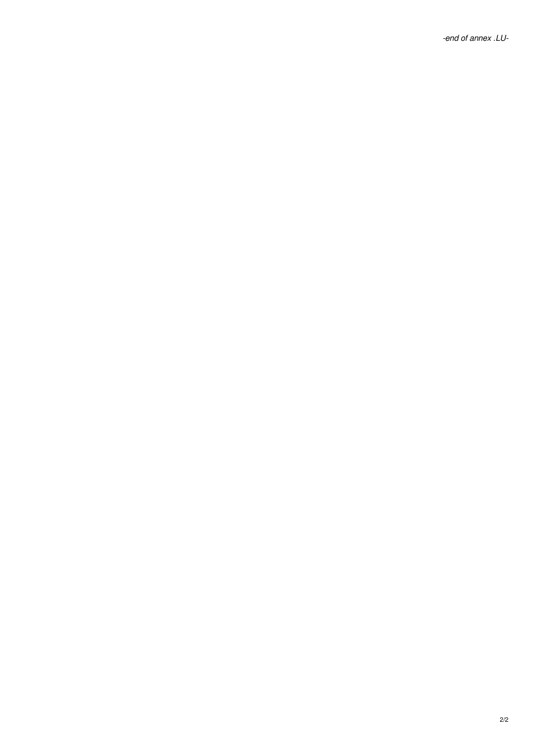*-end of annex .LU-*